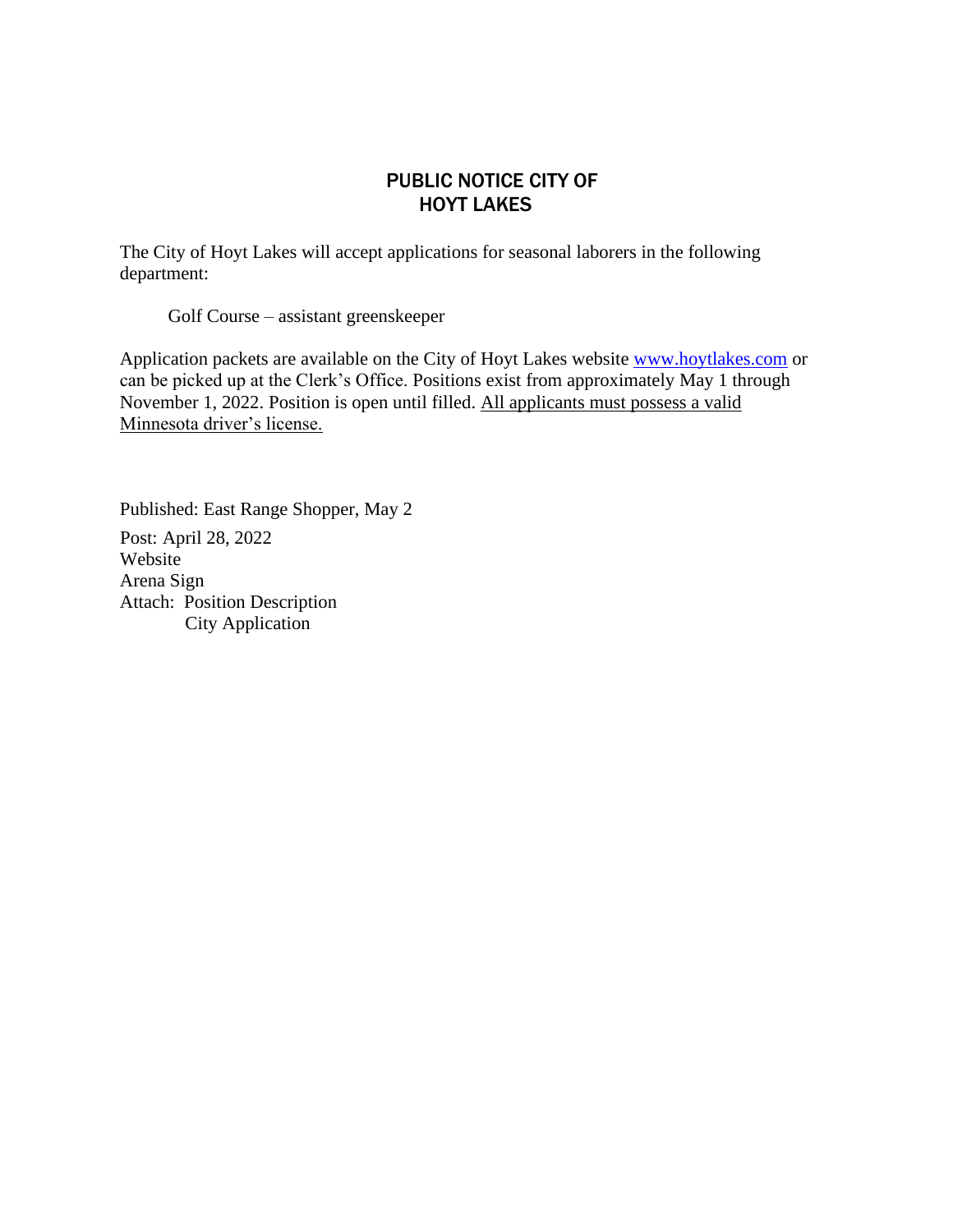# PUBLIC NOTICE CITY OF HOYT LAKES

The City of Hoyt Lakes will accept applications for seasonal laborers in the following department:

Golf Course – assistant greenskeeper

Application packets are available on the City of Hoyt Lakes website [www.hoytlakes.com](http://www.hoytlakes.com) or can be picked up at the Clerk's Office. Positions exist from approximately May 1 through November 1, 2022. Position is open until filled. <u>All applicants must possess a valid Minnesota driver's license.</u>

Published: East Range Shopper, May 2

Post: April 28, 2022
Website
Arena Sign
Attach: Position Description
City Application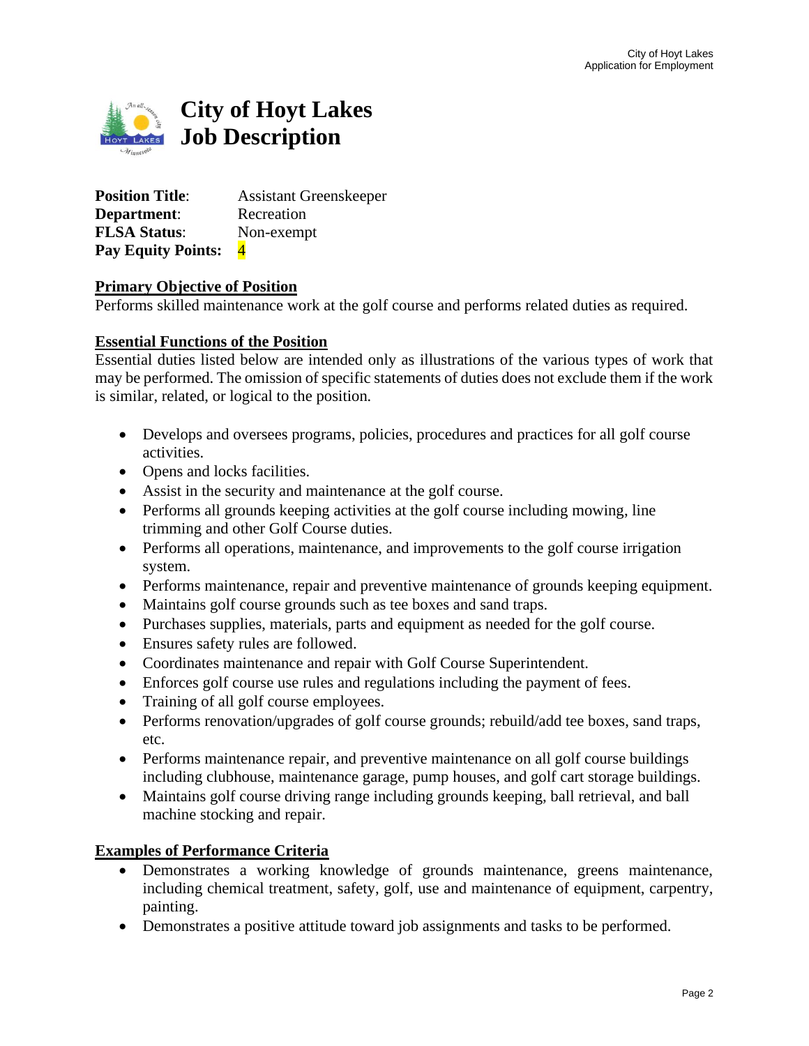# City of Hoyt Lakes Job Description

**Position Title**: Assistant Greenskeeper
**Department**: Recreation
**FLSA Status**: Non-exempt
**Pay Equity Points:** 4

## Primary Objective of Position

Performs skilled maintenance work at the golf course and performs related duties as required.

## Essential Functions of the Position

Essential duties listed below are intended only as illustrations of the various types of work that may be performed. The omission of specific statements of duties does not exclude them if the work is similar, related, or logical to the position.

- Develops and oversees programs, policies, procedures and practices for all golf course activities.
- Opens and locks facilities.
- Assist in the security and maintenance at the golf course.
- Performs all grounds keeping activities at the golf course including mowing, line trimming and other Golf Course duties.
- Performs all operations, maintenance, and improvements to the golf course irrigation system.
- Performs maintenance, repair and preventive maintenance of grounds keeping equipment.
- Maintains golf course grounds such as tee boxes and sand traps.
- Purchases supplies, materials, parts and equipment as needed for the golf course.
- Ensures safety rules are followed.
- Coordinates maintenance and repair with Golf Course Superintendent.
- Enforces golf course use rules and regulations including the payment of fees.
- Training of all golf course employees.
- Performs renovation/upgrades of golf course grounds; rebuild/add tee boxes, sand traps, etc.
- Performs maintenance repair, and preventive maintenance on all golf course buildings including clubhouse, maintenance garage, pump houses, and golf cart storage buildings.
- Maintains golf course driving range including grounds keeping, ball retrieval, and ball machine stocking and repair.

## Examples of Performance Criteria

- Demonstrates a working knowledge of grounds maintenance, greens maintenance, including chemical treatment, safety, golf, use and maintenance of equipment, carpentry, painting.
- Demonstrates a positive attitude toward job assignments and tasks to be performed.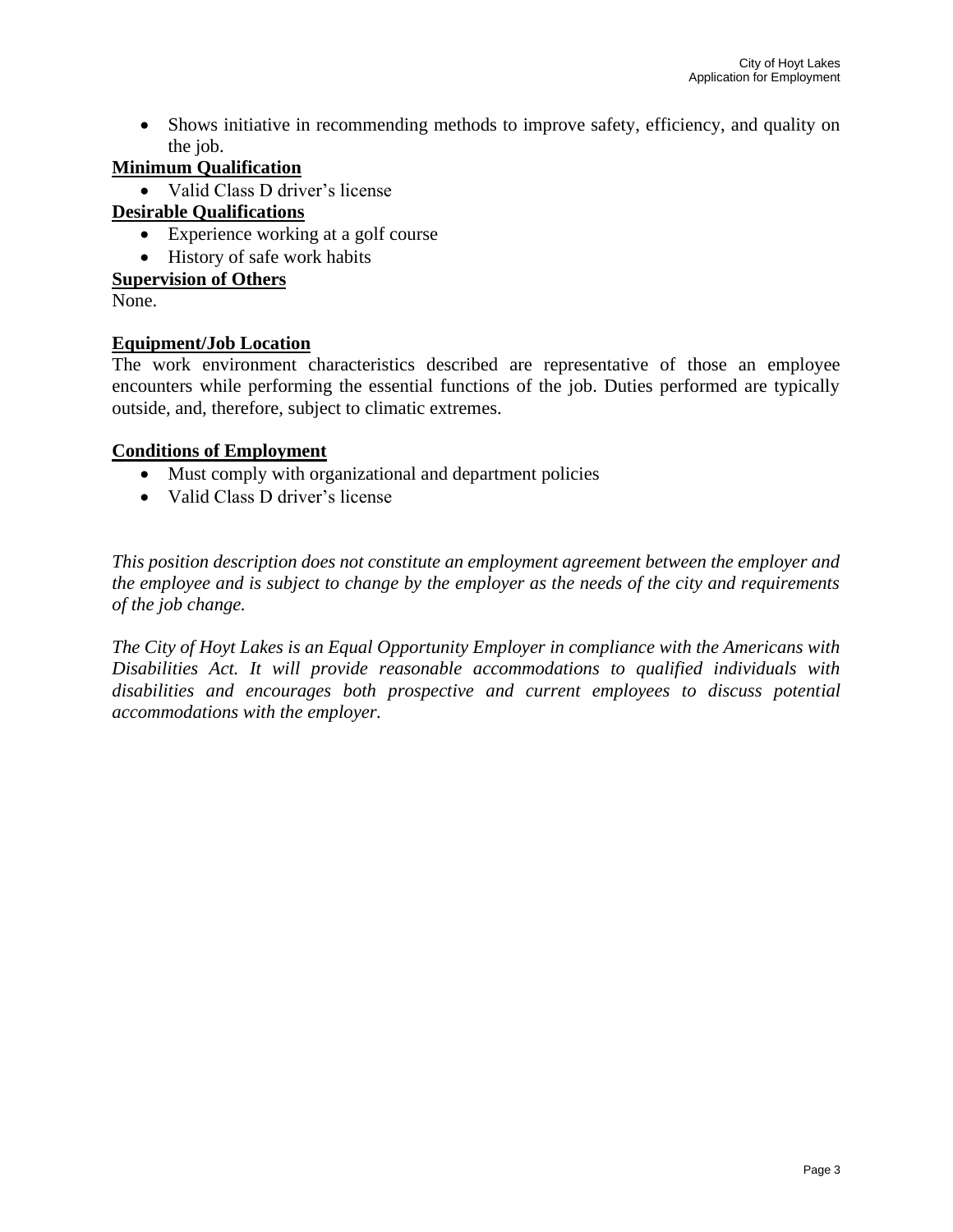- Shows initiative in recommending methods to improve safety, efficiency, and quality on the job.

**Minimum Qualification**

- Valid Class D driver's license

**Desirable Qualifications**

- Experience working at a golf course
- History of safe work habits

**Supervision of Others**

None.

**Equipment/Job Location**

The work environment characteristics described are representative of those an employee encounters while performing the essential functions of the job. Duties performed are typically outside, and, therefore, subject to climatic extremes.

**Conditions of Employment**

- Must comply with organizational and department policies
- Valid Class D driver's license

*This position description does not constitute an employment agreement between the employer and the employee and is subject to change by the employer as the needs of the city and requirements of the job change.*

*The City of Hoyt Lakes is an Equal Opportunity Employer in compliance with the Americans with Disabilities Act. It will provide reasonable accommodations to qualified individuals with disabilities and encourages both prospective and current employees to discuss potential accommodations with the employer.*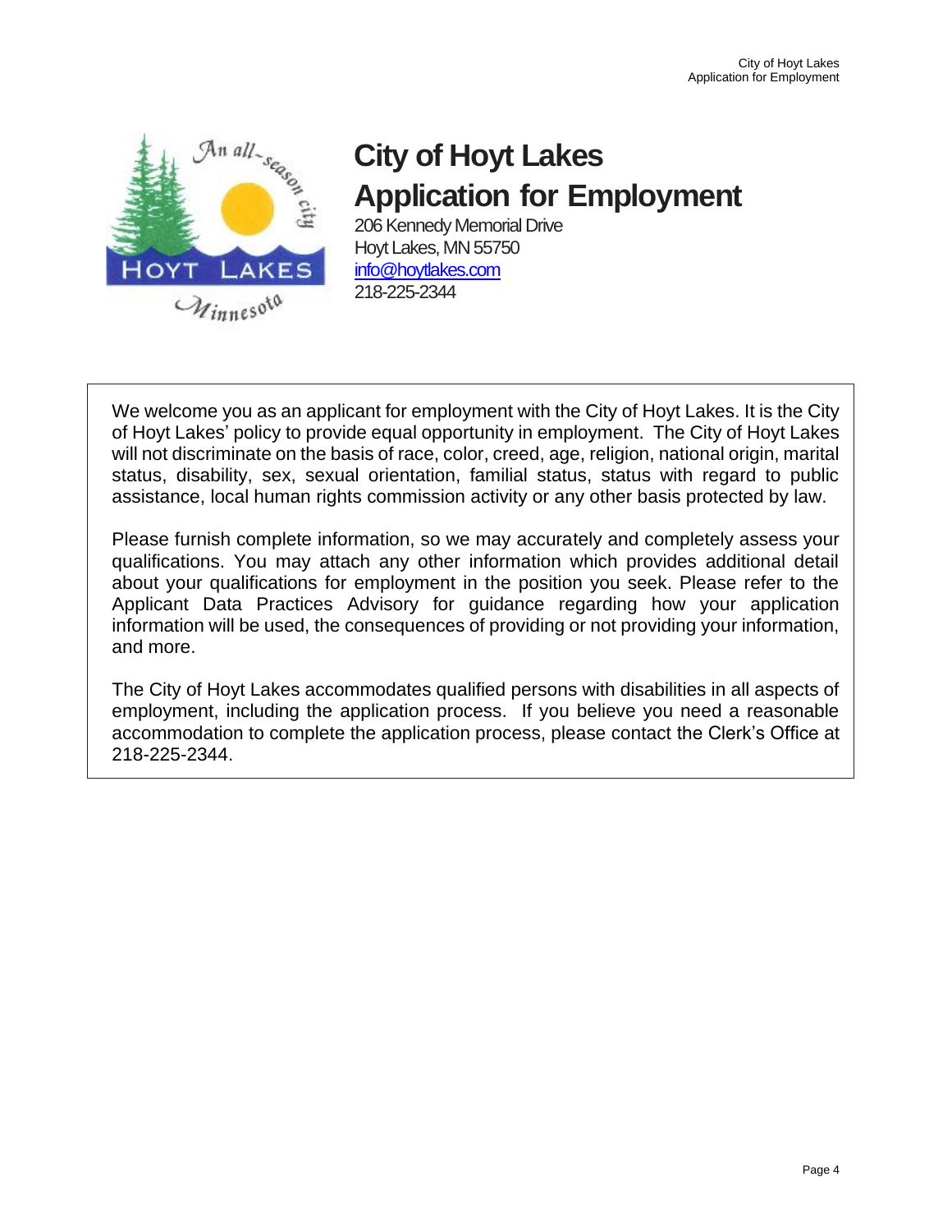# City of Hoyt Lakes
# Application for Employment

206 Kennedy Memorial Drive
Hoyt Lakes, MN 55750
info@hoytlakes.com
218-225-2344

We welcome you as an applicant for employment with the City of Hoyt Lakes. It is the City of Hoyt Lakes' policy to provide equal opportunity in employment. The City of Hoyt Lakes will not discriminate on the basis of race, color, creed, age, religion, national origin, marital status, disability, sex, sexual orientation, familial status, status with regard to public assistance, local human rights commission activity or any other basis protected by law.

Please furnish complete information, so we may accurately and completely assess your qualifications. You may attach any other information which provides additional detail about your qualifications for employment in the position you seek. Please refer to the Applicant Data Practices Advisory for guidance regarding how your application information will be used, the consequences of providing or not providing your information, and more.

The City of Hoyt Lakes accommodates qualified persons with disabilities in all aspects of employment, including the application process. If you believe you need a reasonable accommodation to complete the application process, please contact the Clerk's Office at 218-225-2344.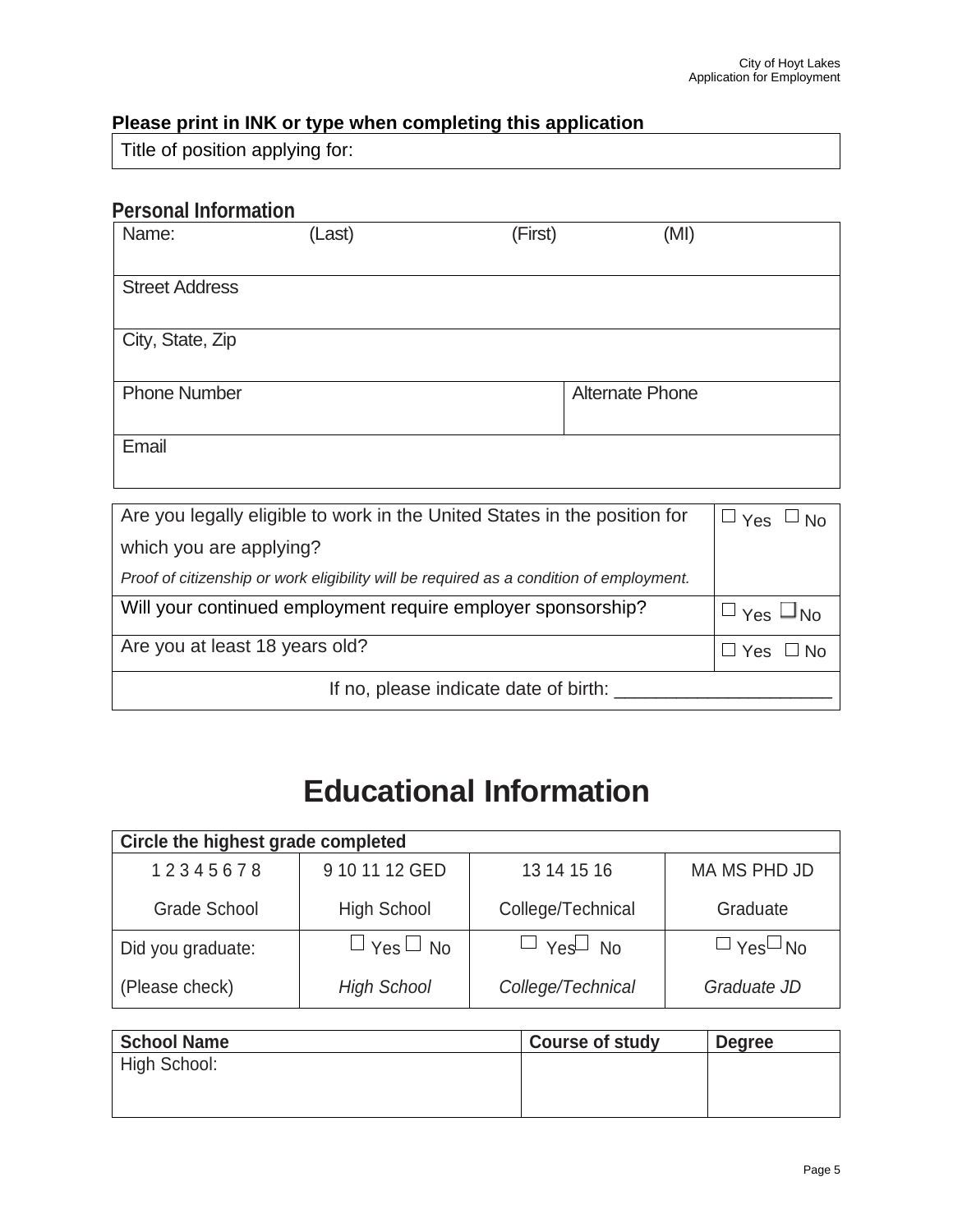**Please print in INK or type when completing this application**

| Title of position applying for: |
| --- |

## Personal Information

| Name: (Last) | (First) | (MI) |
| --- | --- | --- |
| Street Address | | |
| City, State, Zip | | |
| Phone Number | Alternate Phone | |
| Email | | |

| | |
| --- | --- |
| Are you legally eligible to work in the United States in the position for which you are applying? *Proof of citizenship or work eligibility will be required as a condition of employment.* | ☐ Yes ☐ No |
| Will your continued employment require employer sponsorship? | ☐ Yes ☐ No |
| Are you at least 18 years old? | ☐ Yes ☐ No |
| If no, please indicate date of birth: ____________________ | |

# Educational Information

| **Circle the highest grade completed** | | | |
| --- | --- | --- | --- |
| 1 2 3 4 5 6 7 8 | 9 10 11 12 GED | 13 14 15 16 | MA MS PHD JD |
| Grade School | High School | College/Technical | Graduate |
| Did you graduate: | ☐ Yes ☐ No | ☐ Yes ☐ No | ☐ Yes ☐ No |
| (Please check) | *High School* | *College/Technical* | *Graduate JD* |

| **School Name** | **Course of study** | **Degree** |
| --- | --- | --- |
| High School: | | |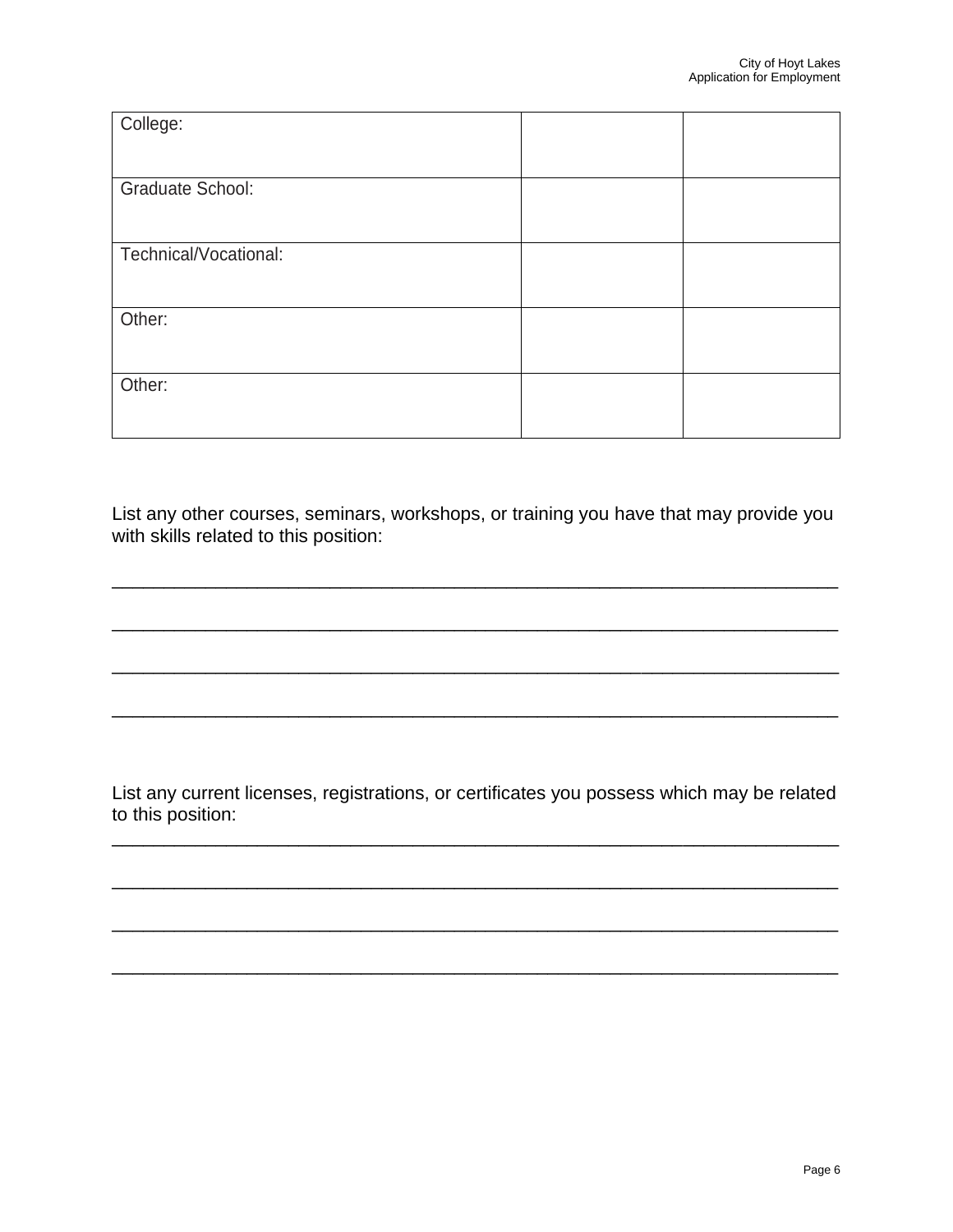| College: | | |
|---|---|---|
| Graduate School: | | |
| Technical/Vocational: | | |
| Other: | | |
| Other: | | |

List any other courses, seminars, workshops, or training you have that may provide you with skills related to this position:

_________________________________________________________________________

_________________________________________________________________________

_________________________________________________________________________

_________________________________________________________________________

List any current licenses, registrations, or certificates you possess which may be related to this position:

_________________________________________________________________________

_________________________________________________________________________

_________________________________________________________________________

_________________________________________________________________________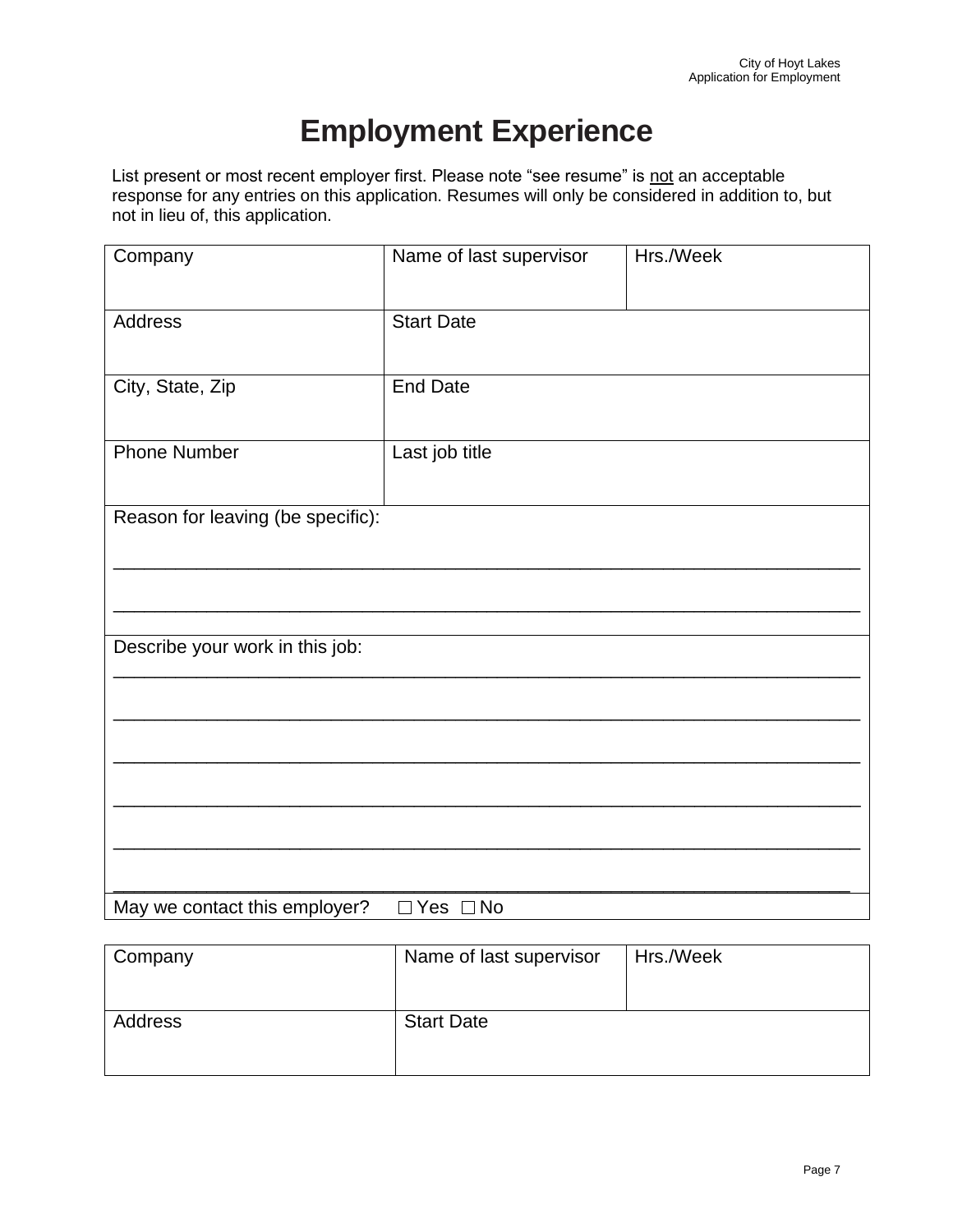# Employment Experience

List present or most recent employer first. Please note "see resume" is <u>not</u> an acceptable response for any entries on this application. Resumes will only be considered in addition to, but not in lieu of, this application.

| Company | Name of last supervisor | Hrs./Week |
|---|---|---|
| Address | Start Date | |
| City, State, Zip | End Date | |
| Phone Number | Last job title | |
| Reason for leaving (be specific): | | |
| Describe your work in this job: | | |
| May we contact this employer? ☐ Yes ☐ No | | |

| Company | Name of last supervisor | Hrs./Week |
|---|---|---|
| Address | Start Date | |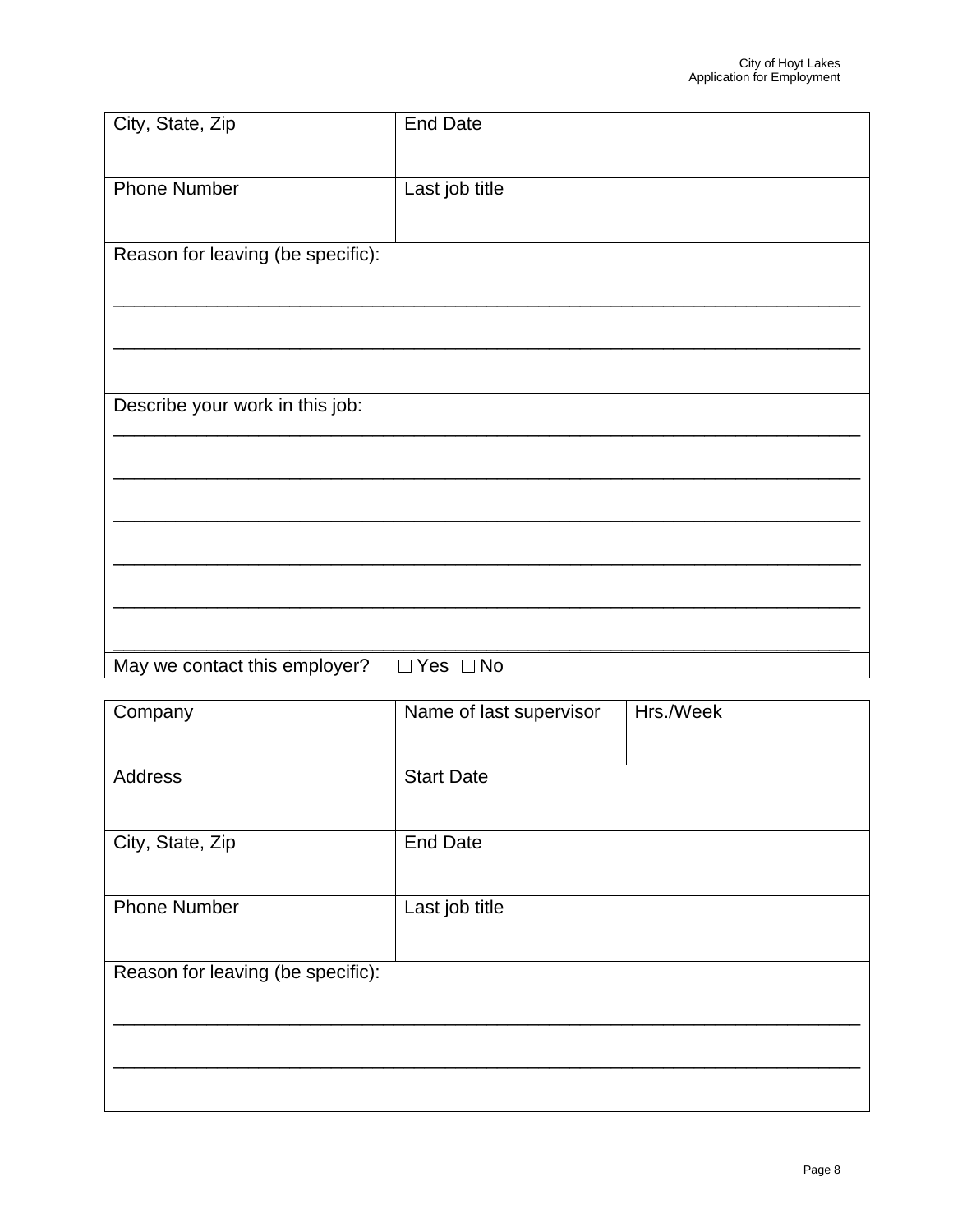| City, State, Zip | End Date |
|---|---|
| Phone Number | Last job title |

Reason for leaving (be specific):

______________________________________________________________________________

______________________________________________________________________________

Describe your work in this job:

______________________________________________________________________________

______________________________________________________________________________

______________________________________________________________________________

______________________________________________________________________________

______________________________________________________________________________

______________________________________________________________________________

May we contact this employer? ☐ Yes ☐ No

| Company | Name of last supervisor | Hrs./Week |
|---|---|---|
| Address | Start Date | |
| City, State, Zip | End Date | |
| Phone Number | Last job title | |

Reason for leaving (be specific):

______________________________________________________________________________

______________________________________________________________________________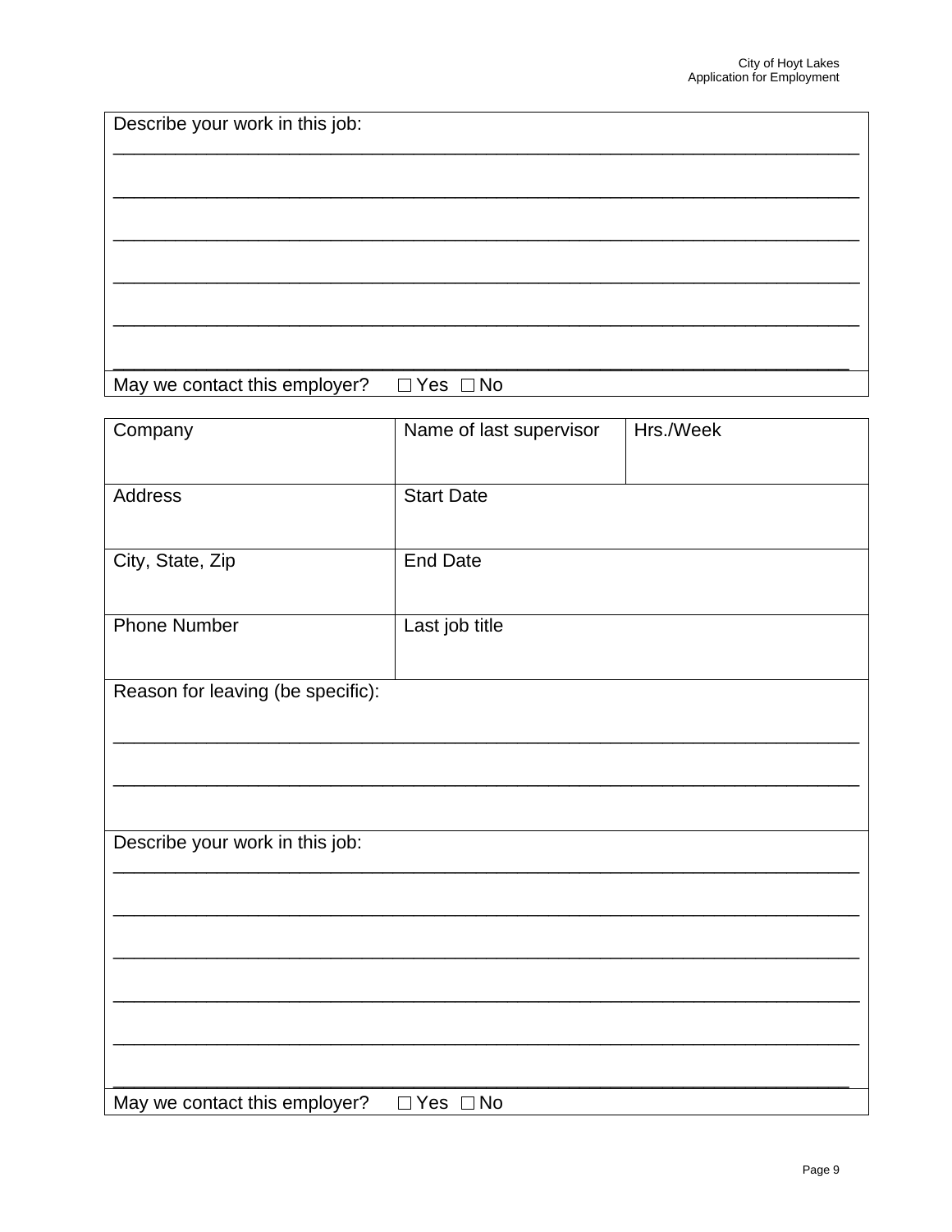| Describe your work in this job: |
|---|
| ___________________________________________________________________________ |
| ___________________________________________________________________________ |
| ___________________________________________________________________________ |
| ___________________________________________________________________________ |
| ___________________________________________________________________________ |
| ___________________________________________________________________________ |
| May we contact this employer? ☐ Yes ☐ No |

| Company | Name of last supervisor | Hrs./Week |
|---|---|---|
| Address | Start Date | |
| City, State, Zip | End Date | |
| Phone Number | Last job title | |
| Reason for leaving (be specific): | | |

___________________________________________________________________________

___________________________________________________________________________

| Describe your work in this job: |
|---|
| ___________________________________________________________________________ |
| ___________________________________________________________________________ |
| ___________________________________________________________________________ |
| ___________________________________________________________________________ |
| ___________________________________________________________________________ |
| ___________________________________________________________________________ |
| May we contact this employer? ☐ Yes ☐ No |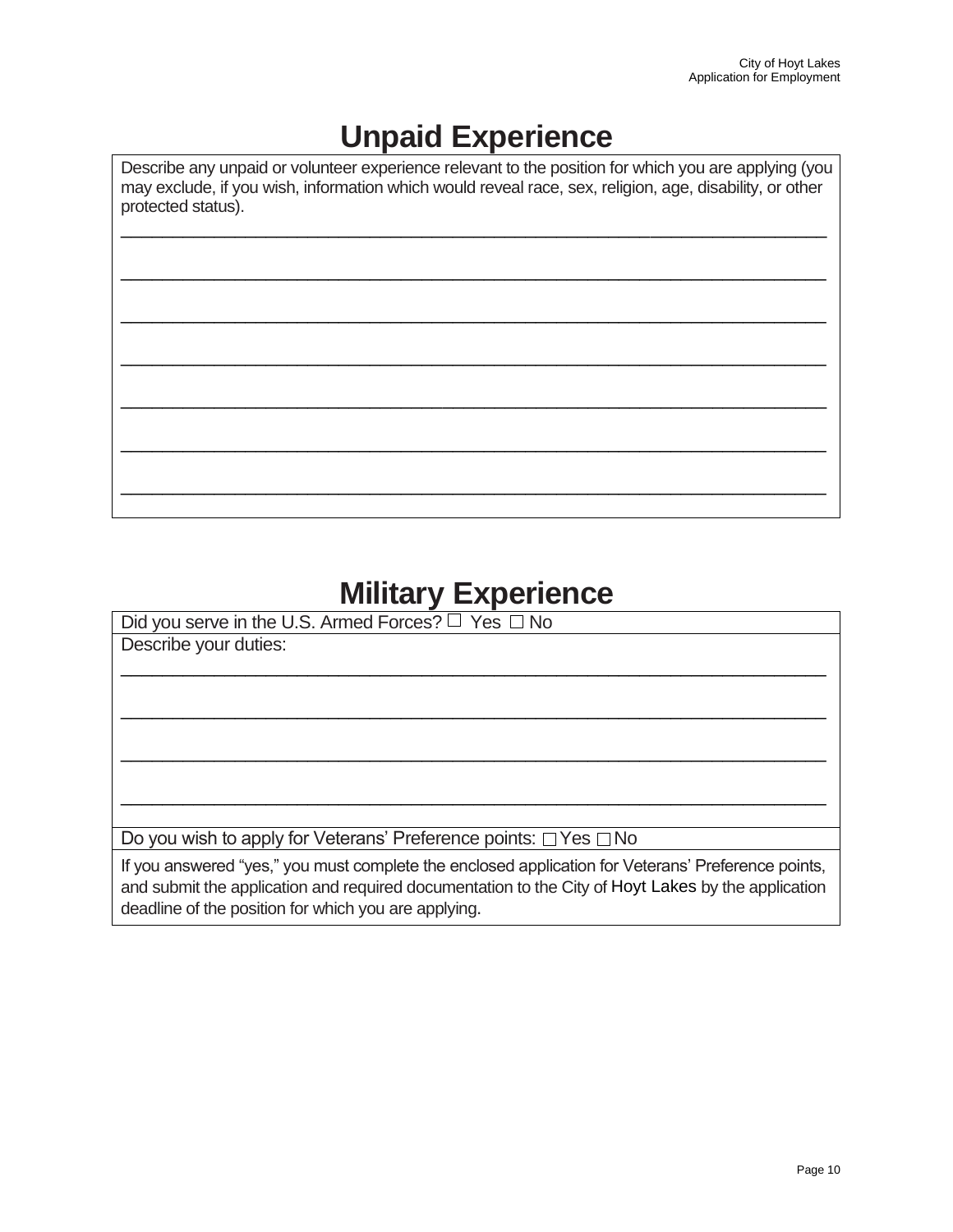# Unpaid Experience

Describe any unpaid or volunteer experience relevant to the position for which you are applying (you may exclude, if you wish, information which would reveal race, sex, religion, age, disability, or other protected status).

_______________________________________________________________________________

_______________________________________________________________________________

_______________________________________________________________________________

_______________________________________________________________________________

_______________________________________________________________________________

_______________________________________________________________________________

_______________________________________________________________________________

# Military Experience

Did you serve in the U.S. Armed Forces? ☐ Yes ☐ No

Describe your duties:

_______________________________________________________________________________

_______________________________________________________________________________

_______________________________________________________________________________

_______________________________________________________________________________

Do you wish to apply for Veterans' Preference points: ☐ Yes ☐ No

If you answered "yes," you must complete the enclosed application for Veterans' Preference points, and submit the application and required documentation to the City of Hoyt Lakes by the application deadline of the position for which you are applying.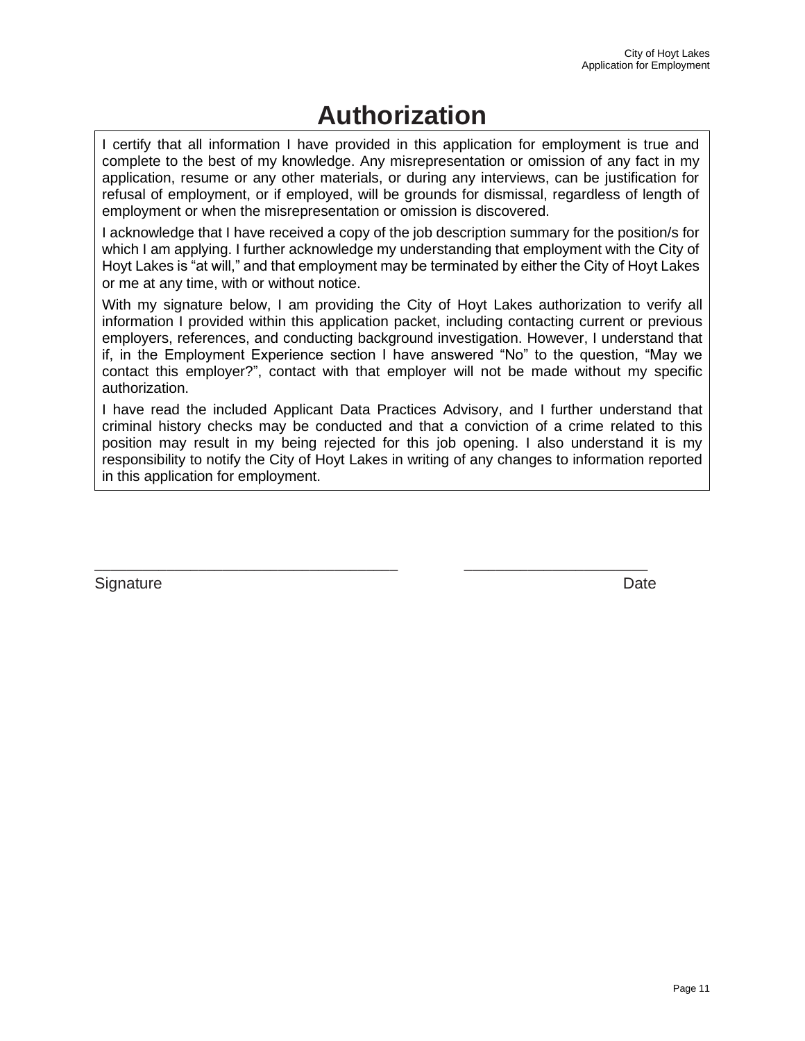# Authorization

I certify that all information I have provided in this application for employment is true and complete to the best of my knowledge. Any misrepresentation or omission of any fact in my application, resume or any other materials, or during any interviews, can be justification for refusal of employment, or if employed, will be grounds for dismissal, regardless of length of employment or when the misrepresentation or omission is discovered.

I acknowledge that I have received a copy of the job description summary for the position/s for which I am applying. I further acknowledge my understanding that employment with the City of Hoyt Lakes is "at will," and that employment may be terminated by either the City of Hoyt Lakes or me at any time, with or without notice.

With my signature below, I am providing the City of Hoyt Lakes authorization to verify all information I provided within this application packet, including contacting current or previous employers, references, and conducting background investigation. However, I understand that if, in the Employment Experience section I have answered "No" to the question, "May we contact this employer?", contact with that employer will not be made without my specific authorization.

I have read the included Applicant Data Practices Advisory, and I further understand that criminal history checks may be conducted and that a conviction of a crime related to this position may result in my being rejected for this job opening. I also understand it is my responsibility to notify the City of Hoyt Lakes in writing of any changes to information reported in this application for employment.

___________________________________ _____________________

Signature Date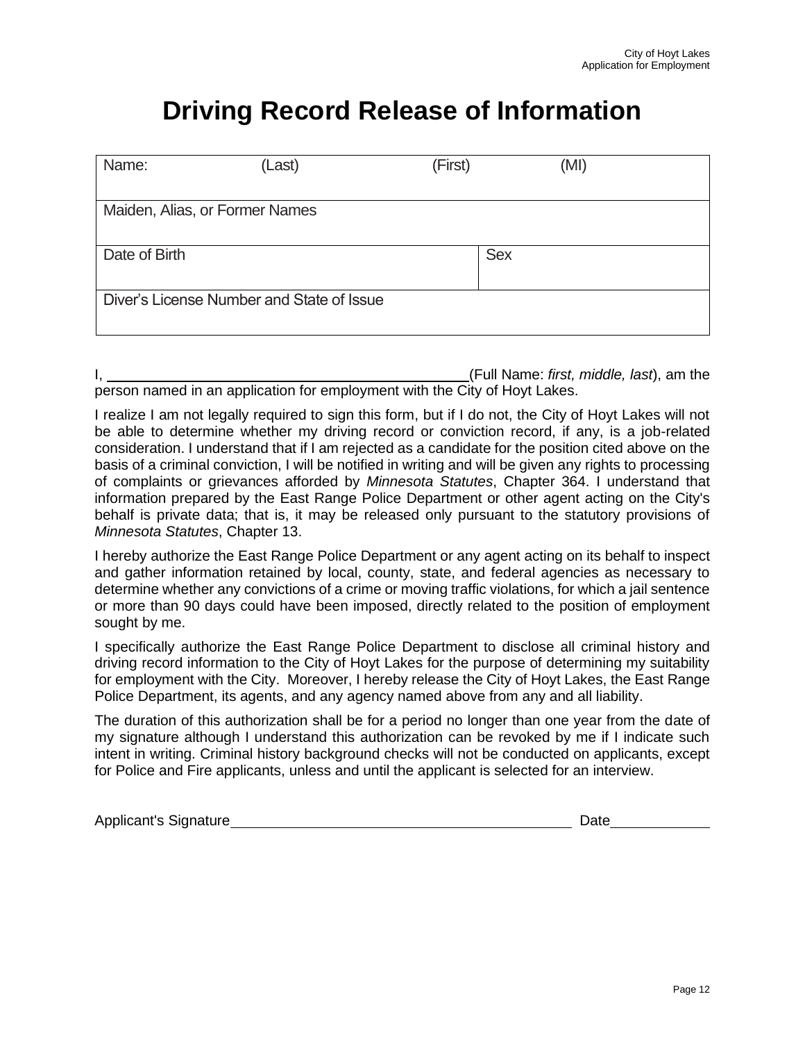# Driving Record Release of Information

| Name: (Last) | (First) | (MI) |
|---|---|---|
| Maiden, Alias, or Former Names | | |
| Date of Birth | | Sex |
| Diver's License Number and State of Issue | | |

I, ____________________________________________(Full Name: *first, middle, last*), am the person named in an application for employment with the City of Hoyt Lakes.

I realize I am not legally required to sign this form, but if I do not, the City of Hoyt Lakes will not be able to determine whether my driving record or conviction record, if any, is a job-related consideration. I understand that if I am rejected as a candidate for the position cited above on the basis of a criminal conviction, I will be notified in writing and will be given any rights to processing of complaints or grievances afforded by *Minnesota Statutes*, Chapter 364. I understand that information prepared by the East Range Police Department or other agent acting on the City's behalf is private data; that is, it may be released only pursuant to the statutory provisions of *Minnesota Statutes*, Chapter 13.

I hereby authorize the East Range Police Department or any agent acting on its behalf to inspect and gather information retained by local, county, state, and federal agencies as necessary to determine whether any convictions of a crime or moving traffic violations, for which a jail sentence or more than 90 days could have been imposed, directly related to the position of employment sought by me.

I specifically authorize the East Range Police Department to disclose all criminal history and driving record information to the City of Hoyt Lakes for the purpose of determining my suitability for employment with the City. Moreover, I hereby release the City of Hoyt Lakes, the East Range Police Department, its agents, and any agency named above from any and all liability.

The duration of this authorization shall be for a period no longer than one year from the date of my signature although I understand this authorization can be revoked by me if I indicate such intent in writing. Criminal history background checks will not be conducted on applicants, except for Police and Fire applicants, unless and until the applicant is selected for an interview.

Applicant's Signature____________________________________________ Date____________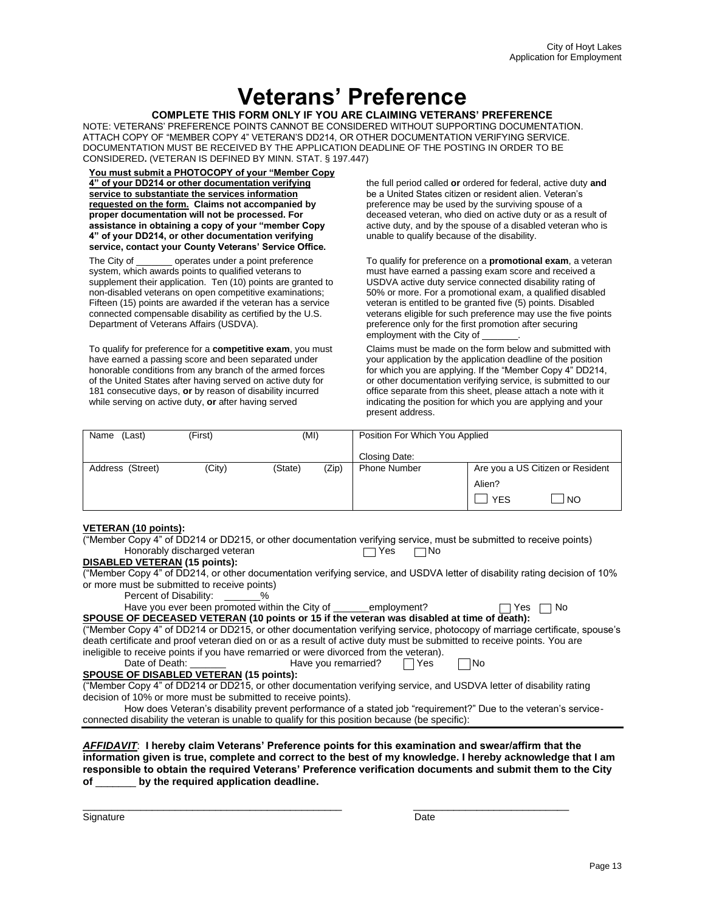# Veterans' Preference

**COMPLETE THIS FORM ONLY IF YOU ARE CLAIMING VETERANS' PREFERENCE**

NOTE: VETERANS' PREFERENCE POINTS CANNOT BE CONSIDERED WITHOUT SUPPORTING DOCUMENTATION. ATTACH COPY OF "MEMBER COPY 4" VETERAN'S DD214, OR OTHER DOCUMENTATION VERIFYING SERVICE. DOCUMENTATION MUST BE RECEIVED BY THE APPLICATION DEADLINE OF THE POSTING IN ORDER TO BE CONSIDERED**.** (VETERAN IS DEFINED BY MINN. STAT. § 197.447)

**<u>You must submit a PHOTOCOPY of your "Member Copy 4" of your DD214 or other documentation verifying service to substantiate the services information requested on the form.</u> Claims not accompanied by proper documentation will not be processed. For assistance in obtaining a copy of your "member Copy 4" of your DD214, or other documentation verifying service, contact your County Veterans' Service Office.**

The City of _______ operates under a point preference system, which awards points to qualified veterans to supplement their application. Ten (10) points are granted to non-disabled veterans on open competitive examinations; Fifteen (15) points are awarded if the veteran has a service connected compensable disability as certified by the U.S. Department of Veterans Affairs (USDVA).

To qualify for preference for a **competitive exam**, you must have earned a passing score and been separated under honorable conditions from any branch of the armed forces of the United States after having served on active duty for 181 consecutive days, **or** by reason of disability incurred while serving on active duty, **or** after having served the full period called **or** ordered for federal, active duty **and** be a United States citizen or resident alien. Veteran's preference may be used by the surviving spouse of a deceased veteran, who died on active duty or as a result of active duty, and by the spouse of a disabled veteran who is unable to qualify because of the disability.

To qualify for preference on a **promotional exam**, a veteran must have earned a passing exam score and received a USDVA active duty service connected disability rating of 50% or more. For a promotional exam, a qualified disabled veteran is entitled to be granted five (5) points. Disabled veterans eligible for such preference may use the five points preference only for the first promotion after securing employment with the City of _______.

Claims must be made on the form below and submitted with your application by the application deadline of the position for which you are applying. If the "Member Copy 4" DD214, or other documentation verifying service, is submitted to our office separate from this sheet, please attach a note with it indicating the position for which you are applying and your present address.

| Name (Last) (First) (MI) | Position For Which You Applied<br><br>Closing Date: | |
|---|---|---|
| Address (Street) (City) (State) (Zip) | Phone Number | Are you a US Citizen or Resident Alien?<br>☐ YES ☐ NO |

**<u>VETERAN (10 points)</u>:**

("Member Copy 4" of DD214 or DD215, or other documentation verifying service, must be submitted to receive points)

Honorably discharged veteran ☐ Yes ☐ No

**<u>DISABLED VETERAN</u> (15 points):**

("Member Copy 4" of DD214, or other documentation verifying service, and USDVA letter of disability rating decision of 10% or more must be submitted to receive points)

Percent of Disability: _______%

Have you ever been promoted within the City of _______employment? ☐ Yes ☐ No

**<u>SPOUSE OF DECEASED VETERAN</u> (10 points or 15 if the veteran was disabled at time of death):**

("Member Copy 4" of DD214 or DD215, or other documentation verifying service, photocopy of marriage certificate, spouse's death certificate and proof veteran died on or as a result of active duty must be submitted to receive points. You are ineligible to receive points if you have remarried or were divorced from the veteran).

Date of Death: _______ Have you remarried? ☐ Yes ☐ No

**<u>SPOUSE OF DISABLED VETERAN</u> (15 points):**

("Member Copy 4" of DD214 or DD215, or other documentation verifying service, and USDVA letter of disability rating decision of 10% or more must be submitted to receive points).

How does Veteran's disability prevent performance of a stated job "requirement?" Due to the veteran's service-connected disability the veteran is unable to qualify for this position because (be specific):

***<u>AFFIDAVIT</u>*: I hereby claim Veterans' Preference points for this examination and swear/affirm that the information given is true, complete and correct to the best of my knowledge. I hereby acknowledge that I am responsible to obtain the required Veterans' Preference verification documents and submit them to the City of _______ by the required application deadline.**

_______________________________________________ ____________________________

Signature Date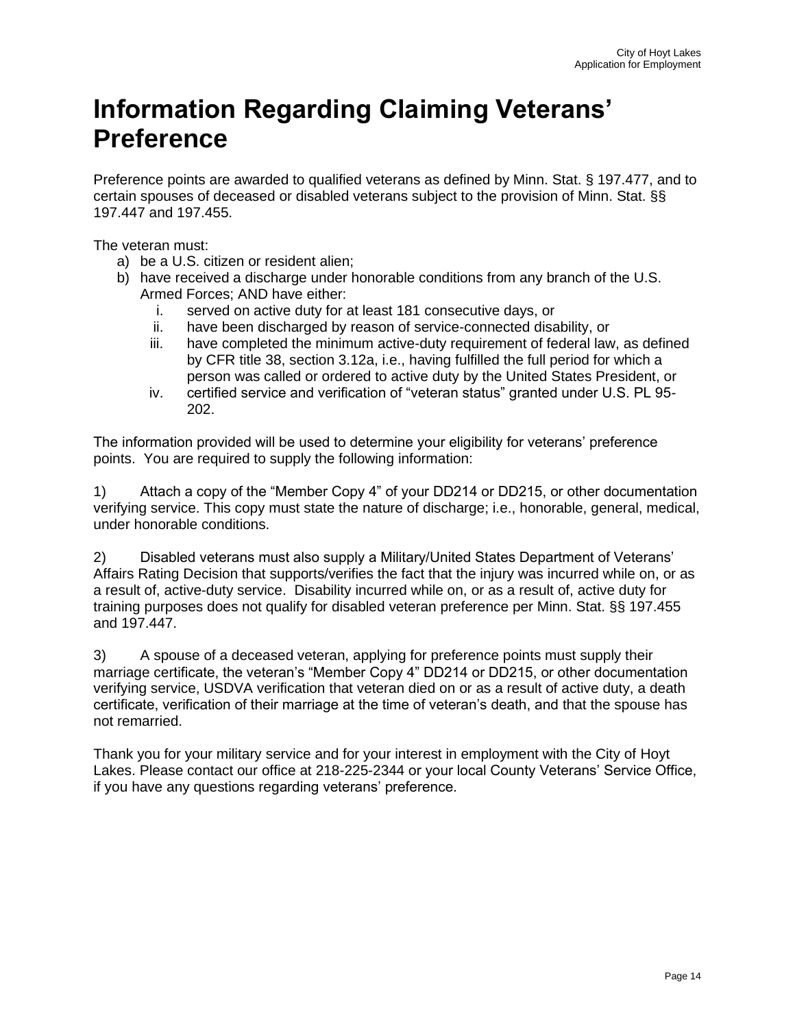# Information Regarding Claiming Veterans' Preference

Preference points are awarded to qualified veterans as defined by Minn. Stat. § 197.477, and to certain spouses of deceased or disabled veterans subject to the provision of Minn. Stat. §§ 197.447 and 197.455.

The veteran must:

a) be a U.S. citizen or resident alien;
b) have received a discharge under honorable conditions from any branch of the U.S. Armed Forces; AND have either:
   i. served on active duty for at least 181 consecutive days, or
   ii. have been discharged by reason of service-connected disability, or
   iii. have completed the minimum active-duty requirement of federal law, as defined by CFR title 38, section 3.12a, i.e., having fulfilled the full period for which a person was called or ordered to active duty by the United States President, or
   iv. certified service and verification of "veteran status" granted under U.S. PL 95-202.

The information provided will be used to determine your eligibility for veterans' preference points. You are required to supply the following information:

1) Attach a copy of the "Member Copy 4" of your DD214 or DD215, or other documentation verifying service. This copy must state the nature of discharge; i.e., honorable, general, medical, under honorable conditions.

2) Disabled veterans must also supply a Military/United States Department of Veterans' Affairs Rating Decision that supports/verifies the fact that the injury was incurred while on, or as a result of, active-duty service. Disability incurred while on, or as a result of, active duty for training purposes does not qualify for disabled veteran preference per Minn. Stat. §§ 197.455 and 197.447.

3) A spouse of a deceased veteran, applying for preference points must supply their marriage certificate, the veteran's "Member Copy 4" DD214 or DD215, or other documentation verifying service, USDVA verification that veteran died on or as a result of active duty, a death certificate, verification of their marriage at the time of veteran's death, and that the spouse has not remarried.

Thank you for your military service and for your interest in employment with the City of Hoyt Lakes. Please contact our office at 218-225-2344 or your local County Veterans' Service Office, if you have any questions regarding veterans' preference.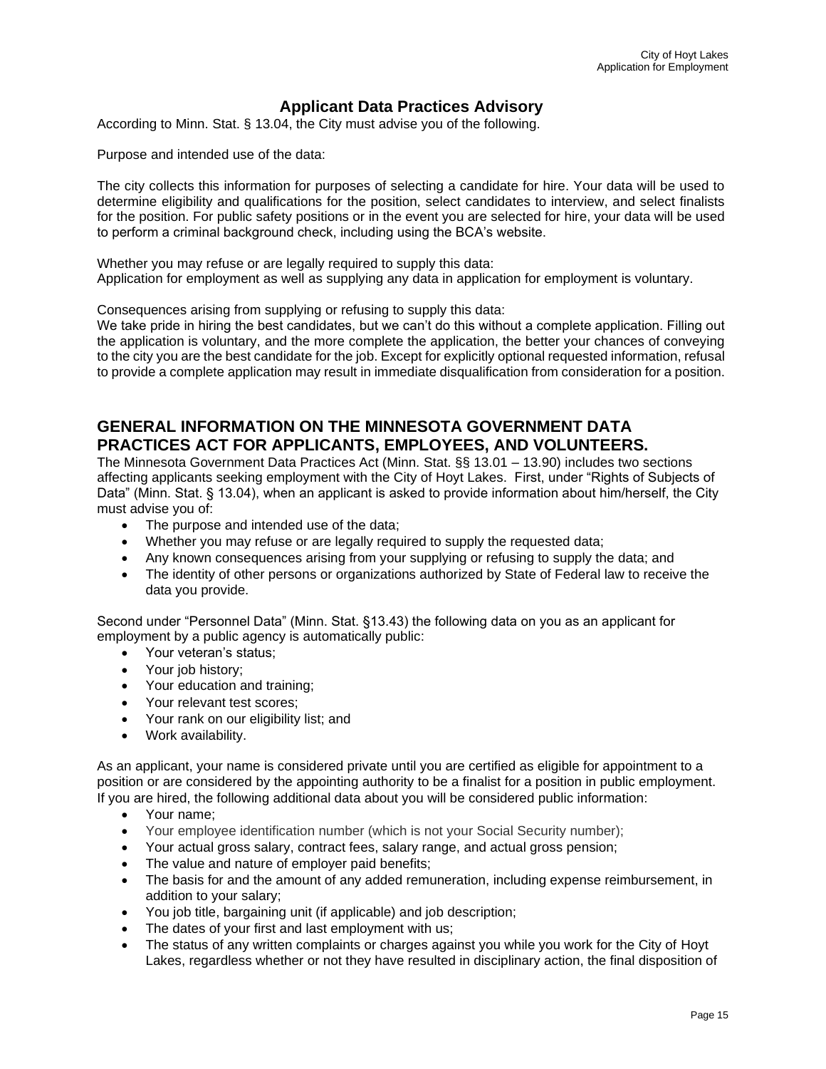## Applicant Data Practices Advisory

According to Minn. Stat. § 13.04, the City must advise you of the following.

Purpose and intended use of the data:

The city collects this information for purposes of selecting a candidate for hire. Your data will be used to determine eligibility and qualifications for the position, select candidates to interview, and select finalists for the position. For public safety positions or in the event you are selected for hire, your data will be used to perform a criminal background check, including using the BCA's website.

Whether you may refuse or are legally required to supply this data:
Application for employment as well as supplying any data in application for employment is voluntary.

Consequences arising from supplying or refusing to supply this data:
We take pride in hiring the best candidates, but we can't do this without a complete application. Filling out the application is voluntary, and the more complete the application, the better your chances of conveying to the city you are the best candidate for the job. Except for explicitly optional requested information, refusal to provide a complete application may result in immediate disqualification from consideration for a position.

## GENERAL INFORMATION ON THE MINNESOTA GOVERNMENT DATA PRACTICES ACT FOR APPLICANTS, EMPLOYEES, AND VOLUNTEERS.

The Minnesota Government Data Practices Act (Minn. Stat. §§ 13.01 – 13.90) includes two sections affecting applicants seeking employment with the City of Hoyt Lakes. First, under "Rights of Subjects of Data" (Minn. Stat. § 13.04), when an applicant is asked to provide information about him/herself, the City must advise you of:

- The purpose and intended use of the data;
- Whether you may refuse or are legally required to supply the requested data;
- Any known consequences arising from your supplying or refusing to supply the data; and
- The identity of other persons or organizations authorized by State of Federal law to receive the data you provide.

Second under "Personnel Data" (Minn. Stat. §13.43) the following data on you as an applicant for employment by a public agency is automatically public:

- Your veteran's status;
- Your job history;
- Your education and training;
- Your relevant test scores;
- Your rank on our eligibility list; and
- Work availability.

As an applicant, your name is considered private until you are certified as eligible for appointment to a position or are considered by the appointing authority to be a finalist for a position in public employment. If you are hired, the following additional data about you will be considered public information:

- Your name;
- Your employee identification number (which is not your Social Security number);
- Your actual gross salary, contract fees, salary range, and actual gross pension;
- The value and nature of employer paid benefits;
- The basis for and the amount of any added remuneration, including expense reimbursement, in addition to your salary;
- You job title, bargaining unit (if applicable) and job description;
- The dates of your first and last employment with us;
- The status of any written complaints or charges against you while you work for the City of Hoyt Lakes, regardless whether or not they have resulted in disciplinary action, the final disposition of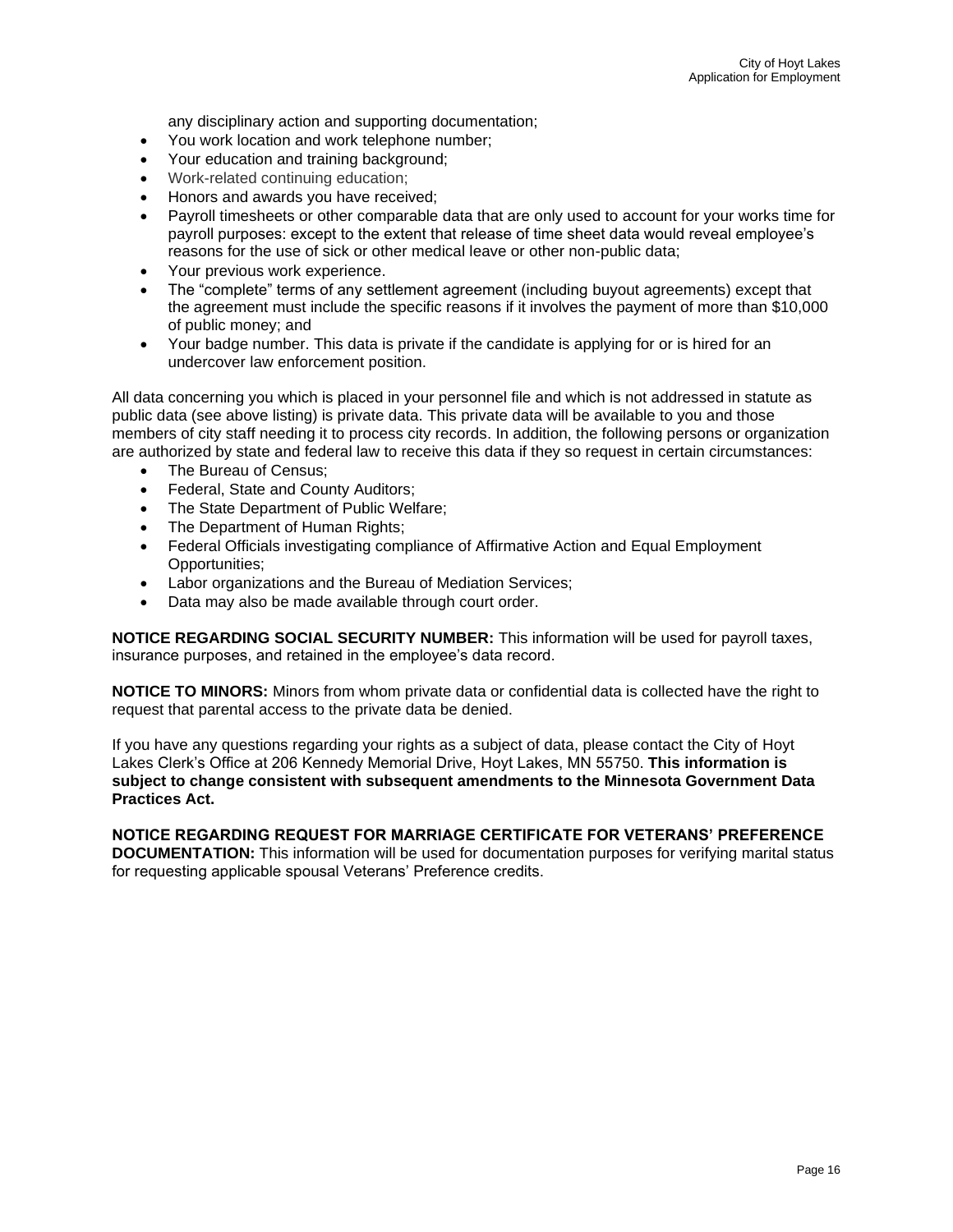any disciplinary action and supporting documentation;

- You work location and work telephone number;
- Your education and training background;
- Work-related continuing education;
- Honors and awards you have received;
- Payroll timesheets or other comparable data that are only used to account for your works time for payroll purposes: except to the extent that release of time sheet data would reveal employee's reasons for the use of sick or other medical leave or other non-public data;
- Your previous work experience.
- The "complete" terms of any settlement agreement (including buyout agreements) except that the agreement must include the specific reasons if it involves the payment of more than $10,000 of public money; and
- Your badge number. This data is private if the candidate is applying for or is hired for an undercover law enforcement position.

All data concerning you which is placed in your personnel file and which is not addressed in statute as public data (see above listing) is private data. This private data will be available to you and those members of city staff needing it to process city records. In addition, the following persons or organization are authorized by state and federal law to receive this data if they so request in certain circumstances:

- The Bureau of Census;
- Federal, State and County Auditors;
- The State Department of Public Welfare;
- The Department of Human Rights;
- Federal Officials investigating compliance of Affirmative Action and Equal Employment Opportunities;
- Labor organizations and the Bureau of Mediation Services;
- Data may also be made available through court order.

**NOTICE REGARDING SOCIAL SECURITY NUMBER:** This information will be used for payroll taxes, insurance purposes, and retained in the employee's data record.

**NOTICE TO MINORS:** Minors from whom private data or confidential data is collected have the right to request that parental access to the private data be denied.

If you have any questions regarding your rights as a subject of data, please contact the City of Hoyt Lakes Clerk's Office at 206 Kennedy Memorial Drive, Hoyt Lakes, MN 55750. **This information is subject to change consistent with subsequent amendments to the Minnesota Government Data Practices Act.**

**NOTICE REGARDING REQUEST FOR MARRIAGE CERTIFICATE FOR VETERANS' PREFERENCE DOCUMENTATION:** This information will be used for documentation purposes for verifying marital status for requesting applicable spousal Veterans' Preference credits.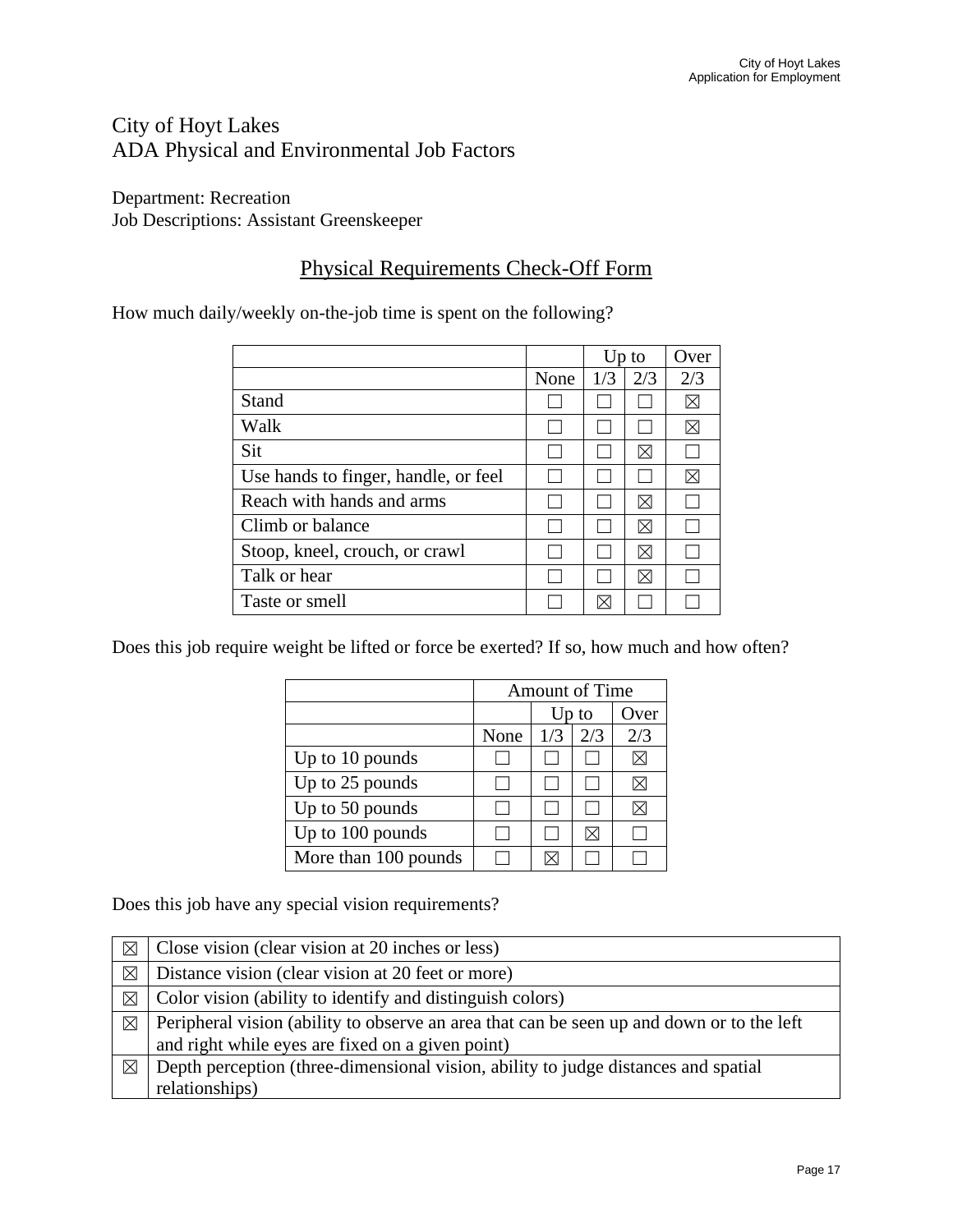# City of Hoyt Lakes
# ADA Physical and Environmental Job Factors

Department: Recreation
Job Descriptions: Assistant Greenskeeper

## Physical Requirements Check-Off Form

How much daily/weekly on-the-job time is spent on the following?

| | | Up to | | Over |
|---|---|---|---|---|
| | None | 1/3 | 2/3 | 2/3 |
| Stand | ☐ | ☐ | ☐ | ☒ |
| Walk | ☐ | ☐ | ☐ | ☒ |
| Sit | ☐ | ☐ | ☒ | ☐ |
| Use hands to finger, handle, or feel | ☐ | ☐ | ☐ | ☒ |
| Reach with hands and arms | ☐ | ☐ | ☒ | ☐ |
| Climb or balance | ☐ | ☐ | ☒ | ☐ |
| Stoop, kneel, crouch, or crawl | ☐ | ☐ | ☒ | ☐ |
| Talk or hear | ☐ | ☐ | ☒ | ☐ |
| Taste or smell | ☐ | ☒ | ☐ | ☐ |

Does this job require weight be lifted or force be exerted? If so, how much and how often?

| | Amount of Time | | | |
|---|---|---|---|---|
| | | Up to | | Over |
| | None | 1/3 | 2/3 | 2/3 |
| Up to 10 pounds | ☐ | ☐ | ☐ | ☒ |
| Up to 25 pounds | ☐ | ☐ | ☐ | ☒ |
| Up to 50 pounds | ☐ | ☐ | ☐ | ☒ |
| Up to 100 pounds | ☐ | ☐ | ☒ | ☐ |
| More than 100 pounds | ☐ | ☒ | ☐ | ☐ |

Does this job have any special vision requirements?

| | |
|---|---|
| ☒ | Close vision (clear vision at 20 inches or less) |
| ☒ | Distance vision (clear vision at 20 feet or more) |
| ☒ | Color vision (ability to identify and distinguish colors) |
| ☒ | Peripheral vision (ability to observe an area that can be seen up and down or to the left and right while eyes are fixed on a given point) |
| ☒ | Depth perception (three-dimensional vision, ability to judge distances and spatial relationships) |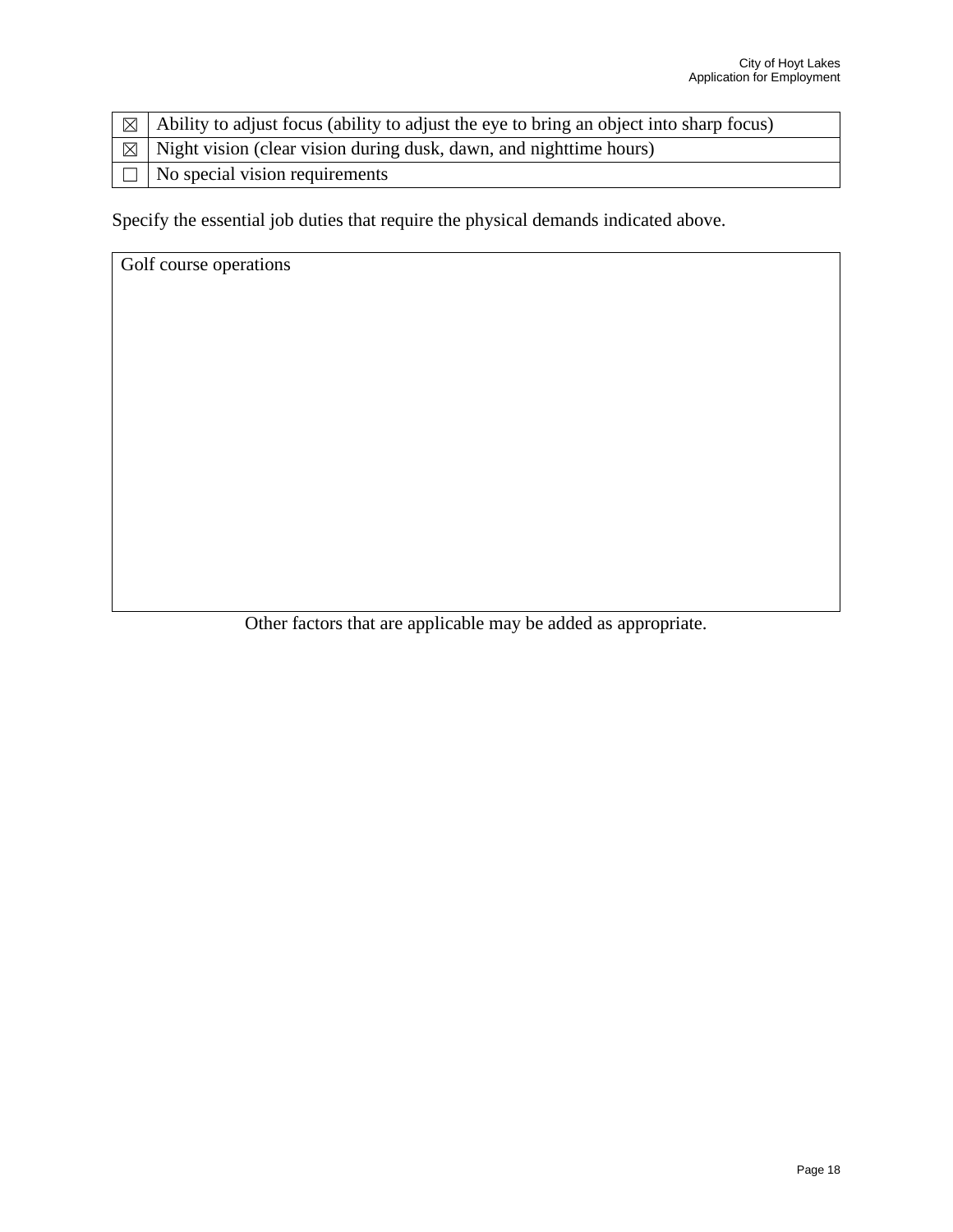| ☒ | Ability to adjust focus (ability to adjust the eye to bring an object into sharp focus) |
|---|---|
| ☒ | Night vision (clear vision during dusk, dawn, and nighttime hours) |
| ☐ | No special vision requirements |

Specify the essential job duties that require the physical demands indicated above.

| Golf course operations |
|---|

Other factors that are applicable may be added as appropriate.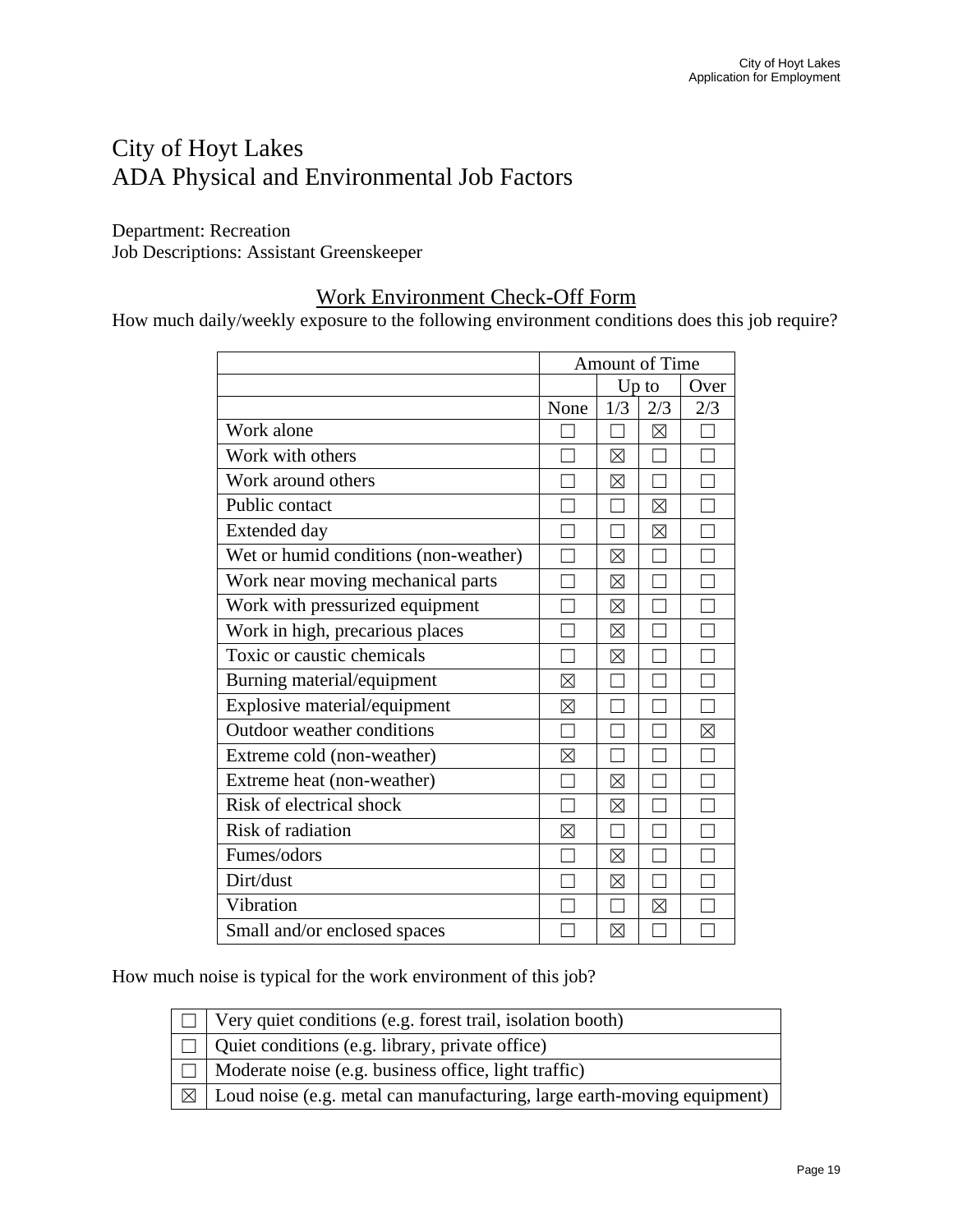# City of Hoyt Lakes
# ADA Physical and Environmental Job Factors

Department: Recreation
Job Descriptions: Assistant Greenskeeper

## Work Environment Check-Off Form

How much daily/weekly exposure to the following environment conditions does this job require?

| | Amount of Time | | | |
|---|---|---|---|---|
| | | Up to | | Over |
| | None | 1/3 | 2/3 | 2/3 |
| Work alone | ☐ | ☐ | ☒ | ☐ |
| Work with others | ☐ | ☒ | ☐ | ☐ |
| Work around others | ☐ | ☒ | ☐ | ☐ |
| Public contact | ☐ | ☐ | ☒ | ☐ |
| Extended day | ☐ | ☐ | ☒ | ☐ |
| Wet or humid conditions (non-weather) | ☐ | ☒ | ☐ | ☐ |
| Work near moving mechanical parts | ☐ | ☒ | ☐ | ☐ |
| Work with pressurized equipment | ☐ | ☒ | ☐ | ☐ |
| Work in high, precarious places | ☐ | ☒ | ☐ | ☐ |
| Toxic or caustic chemicals | ☐ | ☒ | ☐ | ☐ |
| Burning material/equipment | ☒ | ☐ | ☐ | ☐ |
| Explosive material/equipment | ☒ | ☐ | ☐ | ☐ |
| Outdoor weather conditions | ☐ | ☐ | ☐ | ☒ |
| Extreme cold (non-weather) | ☒ | ☐ | ☐ | ☐ |
| Extreme heat (non-weather) | ☐ | ☒ | ☐ | ☐ |
| Risk of electrical shock | ☐ | ☒ | ☐ | ☐ |
| Risk of radiation | ☒ | ☐ | ☐ | ☐ |
| Fumes/odors | ☐ | ☒ | ☐ | ☐ |
| Dirt/dust | ☐ | ☒ | ☐ | ☐ |
| Vibration | ☐ | ☐ | ☒ | ☐ |
| Small and/or enclosed spaces | ☐ | ☒ | ☐ | ☐ |

How much noise is typical for the work environment of this job?

| | |
|---|---|
| ☐ | Very quiet conditions (e.g. forest trail, isolation booth) |
| ☐ | Quiet conditions (e.g. library, private office) |
| ☐ | Moderate noise (e.g. business office, light traffic) |
| ☒ | Loud noise (e.g. metal can manufacturing, large earth-moving equipment) |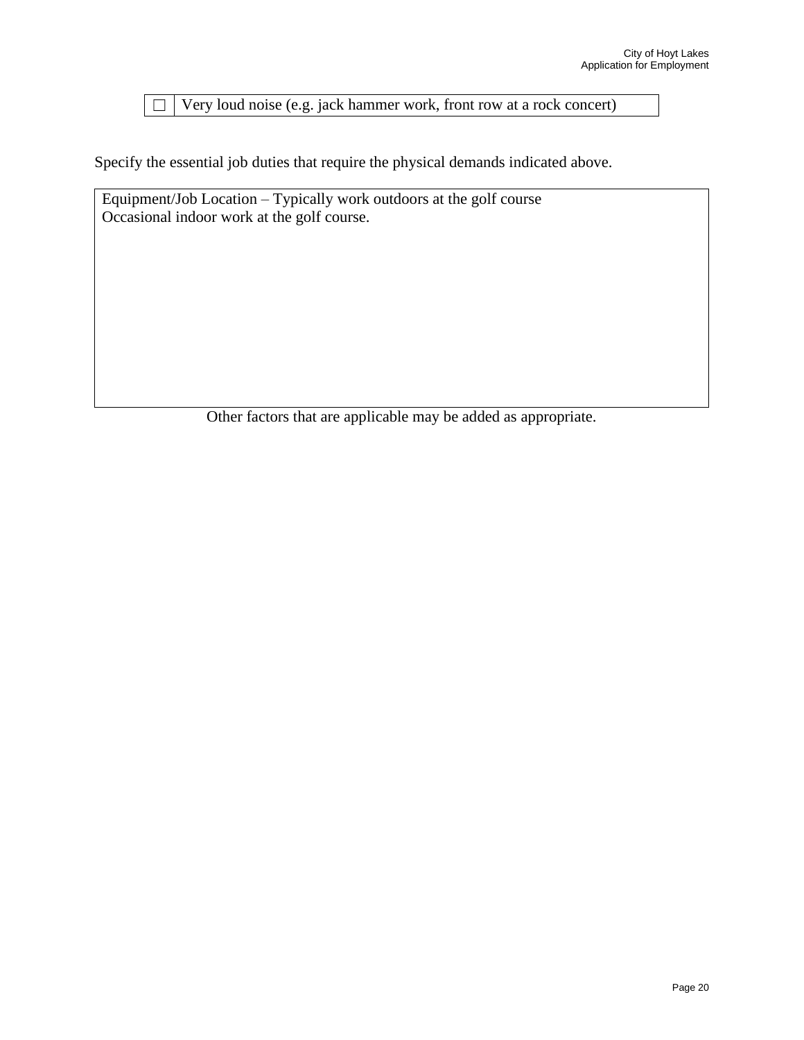| | |
|---|---|
| ☐ | Very loud noise (e.g. jack hammer work, front row at a rock concert) |

Specify the essential job duties that require the physical demands indicated above.

| |
|---|
| Equipment/Job Location – Typically work outdoors at the golf course<br>Occasional indoor work at the golf course. |

Other factors that are applicable may be added as appropriate.